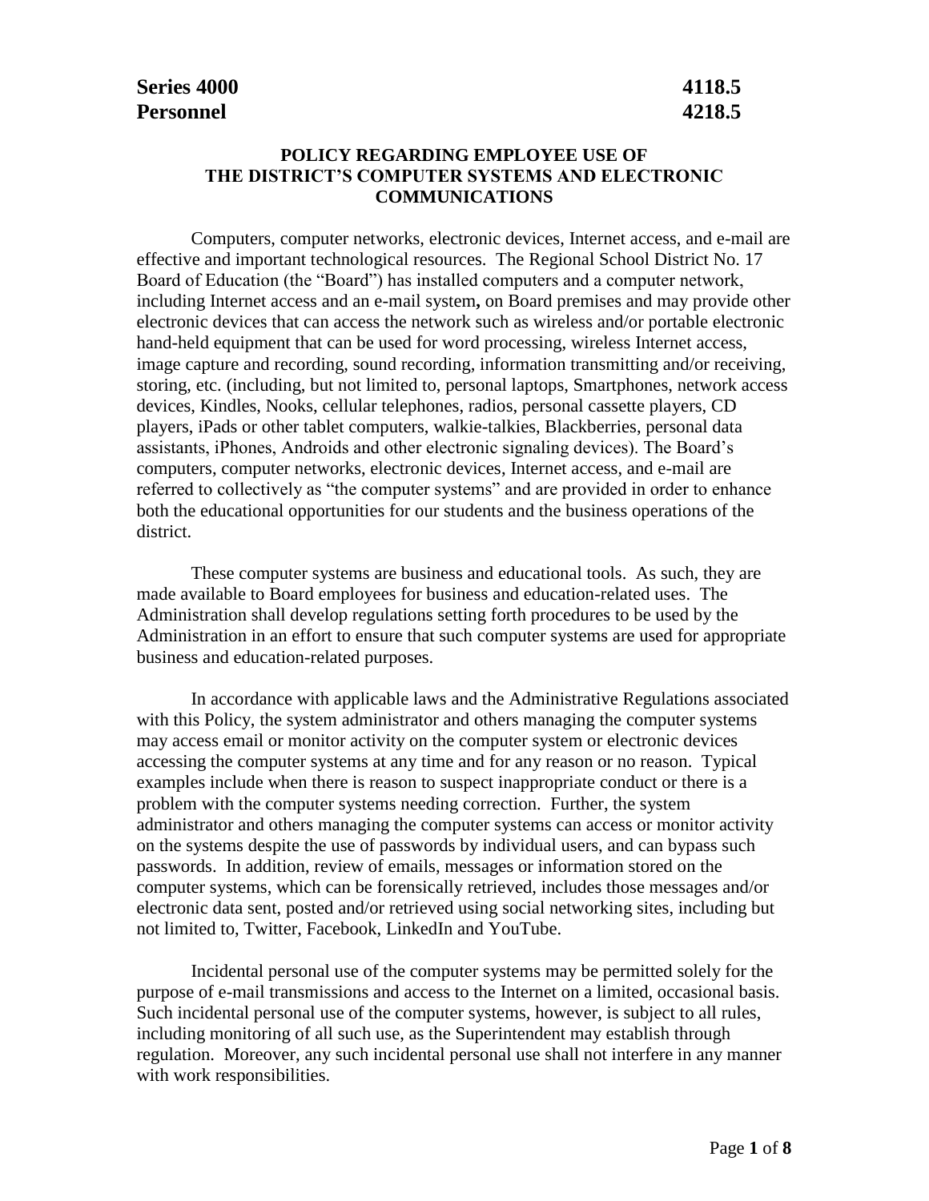**Series 4000** **4118.5**
**Personnel** **4218.5**

## POLICY REGARDING EMPLOYEE USE OF THE DISTRICT'S COMPUTER SYSTEMS AND ELECTRONIC COMMUNICATIONS

Computers, computer networks, electronic devices, Internet access, and e-mail are effective and important technological resources. The Regional School District No. 17 Board of Education (the "Board") has installed computers and a computer network, including Internet access and an e-mail system**,** on Board premises and may provide other electronic devices that can access the network such as wireless and/or portable electronic hand-held equipment that can be used for word processing, wireless Internet access, image capture and recording, sound recording, information transmitting and/or receiving, storing, etc. (including, but not limited to, personal laptops, Smartphones, network access devices, Kindles, Nooks, cellular telephones, radios, personal cassette players, CD players, iPads or other tablet computers, walkie-talkies, Blackberries, personal data assistants, iPhones, Androids and other electronic signaling devices). The Board's computers, computer networks, electronic devices, Internet access, and e-mail are referred to collectively as "the computer systems" and are provided in order to enhance both the educational opportunities for our students and the business operations of the district.

These computer systems are business and educational tools. As such, they are made available to Board employees for business and education-related uses. The Administration shall develop regulations setting forth procedures to be used by the Administration in an effort to ensure that such computer systems are used for appropriate business and education-related purposes.

In accordance with applicable laws and the Administrative Regulations associated with this Policy, the system administrator and others managing the computer systems may access email or monitor activity on the computer system or electronic devices accessing the computer systems at any time and for any reason or no reason. Typical examples include when there is reason to suspect inappropriate conduct or there is a problem with the computer systems needing correction. Further, the system administrator and others managing the computer systems can access or monitor activity on the systems despite the use of passwords by individual users, and can bypass such passwords. In addition, review of emails, messages or information stored on the computer systems, which can be forensically retrieved, includes those messages and/or electronic data sent, posted and/or retrieved using social networking sites, including but not limited to, Twitter, Facebook, LinkedIn and YouTube.

Incidental personal use of the computer systems may be permitted solely for the purpose of e-mail transmissions and access to the Internet on a limited, occasional basis. Such incidental personal use of the computer systems, however, is subject to all rules, including monitoring of all such use, as the Superintendent may establish through regulation. Moreover, any such incidental personal use shall not interfere in any manner with work responsibilities.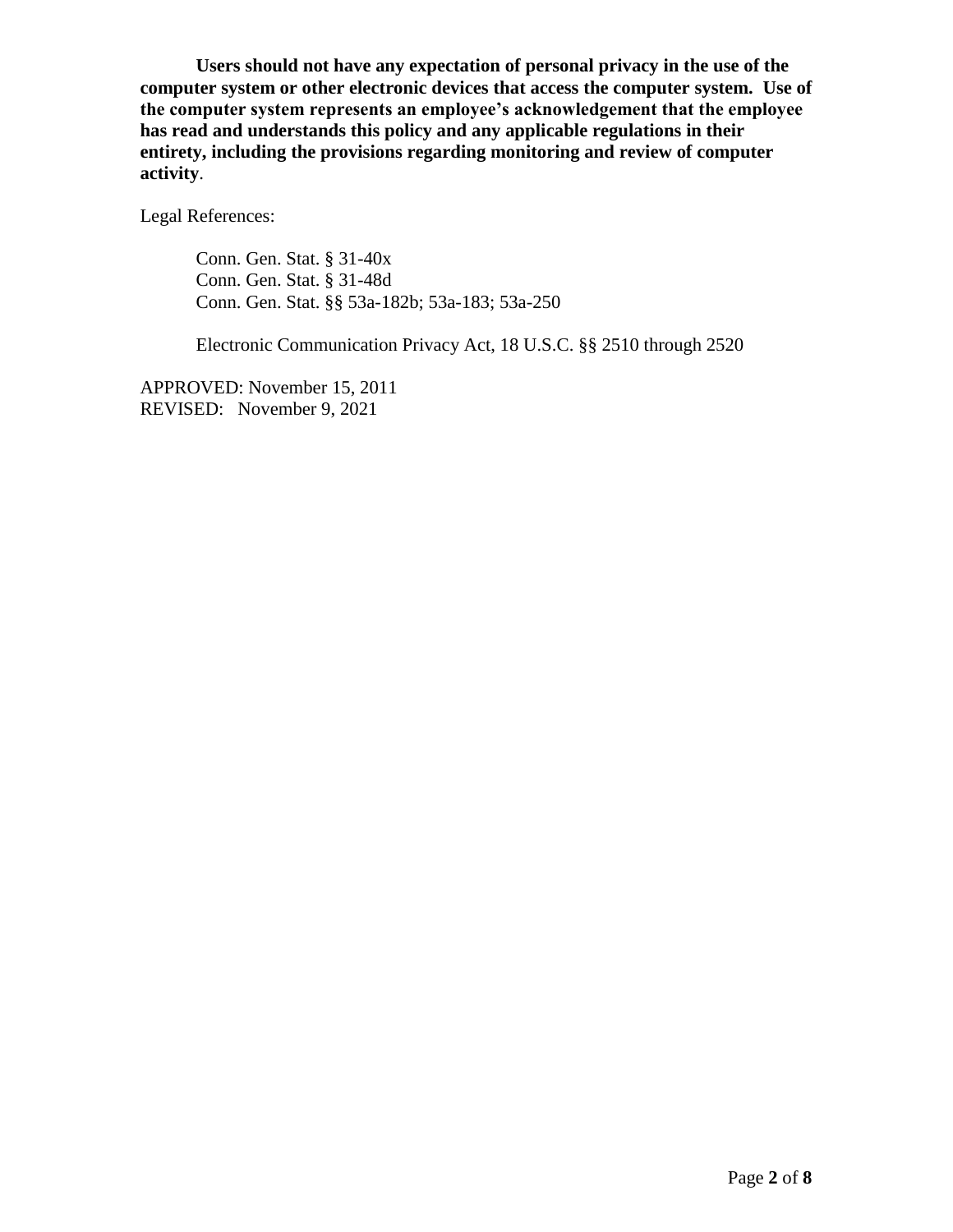**Users should not have any expectation of personal privacy in the use of the computer system or other electronic devices that access the computer system. Use of the computer system represents an employee's acknowledgement that the employee has read and understands this policy and any applicable regulations in their entirety, including the provisions regarding monitoring and review of computer activity**.

Legal References:

Conn. Gen. Stat. § 31-40x
Conn. Gen. Stat. § 31-48d
Conn. Gen. Stat. §§ 53a-182b; 53a-183; 53a-250

Electronic Communication Privacy Act, 18 U.S.C. §§ 2510 through 2520

APPROVED: November 15, 2011
REVISED: November 9, 2021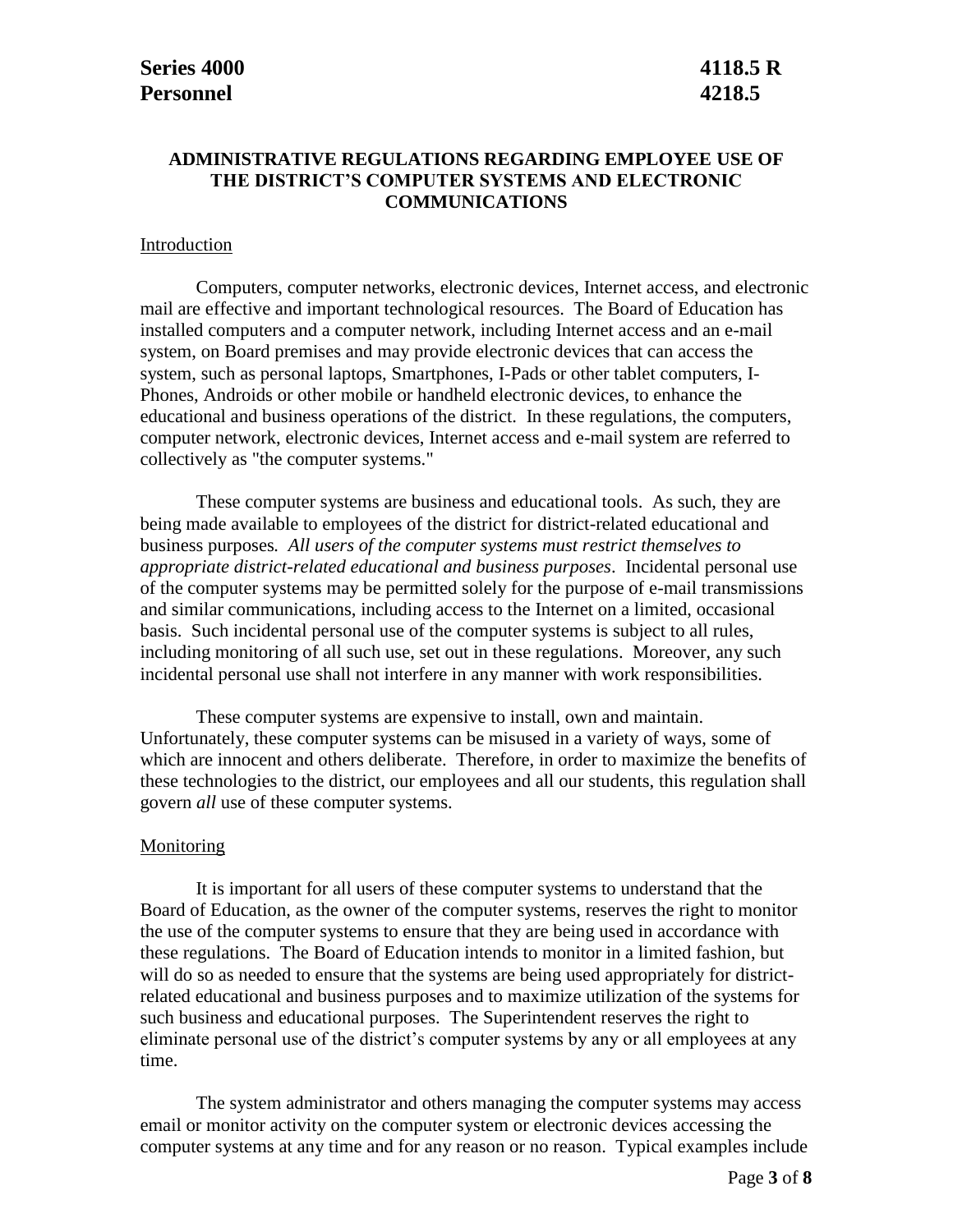**Series 4000** **4118.5 R**
**Personnel** **4218.5**

## ADMINISTRATIVE REGULATIONS REGARDING EMPLOYEE USE OF THE DISTRICT'S COMPUTER SYSTEMS AND ELECTRONIC COMMUNICATIONS

### Introduction

Computers, computer networks, electronic devices, Internet access, and electronic mail are effective and important technological resources. The Board of Education has installed computers and a computer network, including Internet access and an e-mail system, on Board premises and may provide electronic devices that can access the system, such as personal laptops, Smartphones, I-Pads or other tablet computers, I-Phones, Androids or other mobile or handheld electronic devices, to enhance the educational and business operations of the district. In these regulations, the computers, computer network, electronic devices, Internet access and e-mail system are referred to collectively as "the computer systems."

These computer systems are business and educational tools. As such, they are being made available to employees of the district for district-related educational and business purposes. *All users of the computer systems must restrict themselves to appropriate district-related educational and business purposes*. Incidental personal use of the computer systems may be permitted solely for the purpose of e-mail transmissions and similar communications, including access to the Internet on a limited, occasional basis. Such incidental personal use of the computer systems is subject to all rules, including monitoring of all such use, set out in these regulations. Moreover, any such incidental personal use shall not interfere in any manner with work responsibilities.

These computer systems are expensive to install, own and maintain. Unfortunately, these computer systems can be misused in a variety of ways, some of which are innocent and others deliberate. Therefore, in order to maximize the benefits of these technologies to the district, our employees and all our students, this regulation shall govern *all* use of these computer systems.

### Monitoring

It is important for all users of these computer systems to understand that the Board of Education, as the owner of the computer systems, reserves the right to monitor the use of the computer systems to ensure that they are being used in accordance with these regulations. The Board of Education intends to monitor in a limited fashion, but will do so as needed to ensure that the systems are being used appropriately for district-related educational and business purposes and to maximize utilization of the systems for such business and educational purposes. The Superintendent reserves the right to eliminate personal use of the district's computer systems by any or all employees at any time.

The system administrator and others managing the computer systems may access email or monitor activity on the computer system or electronic devices accessing the computer systems at any time and for any reason or no reason. Typical examples include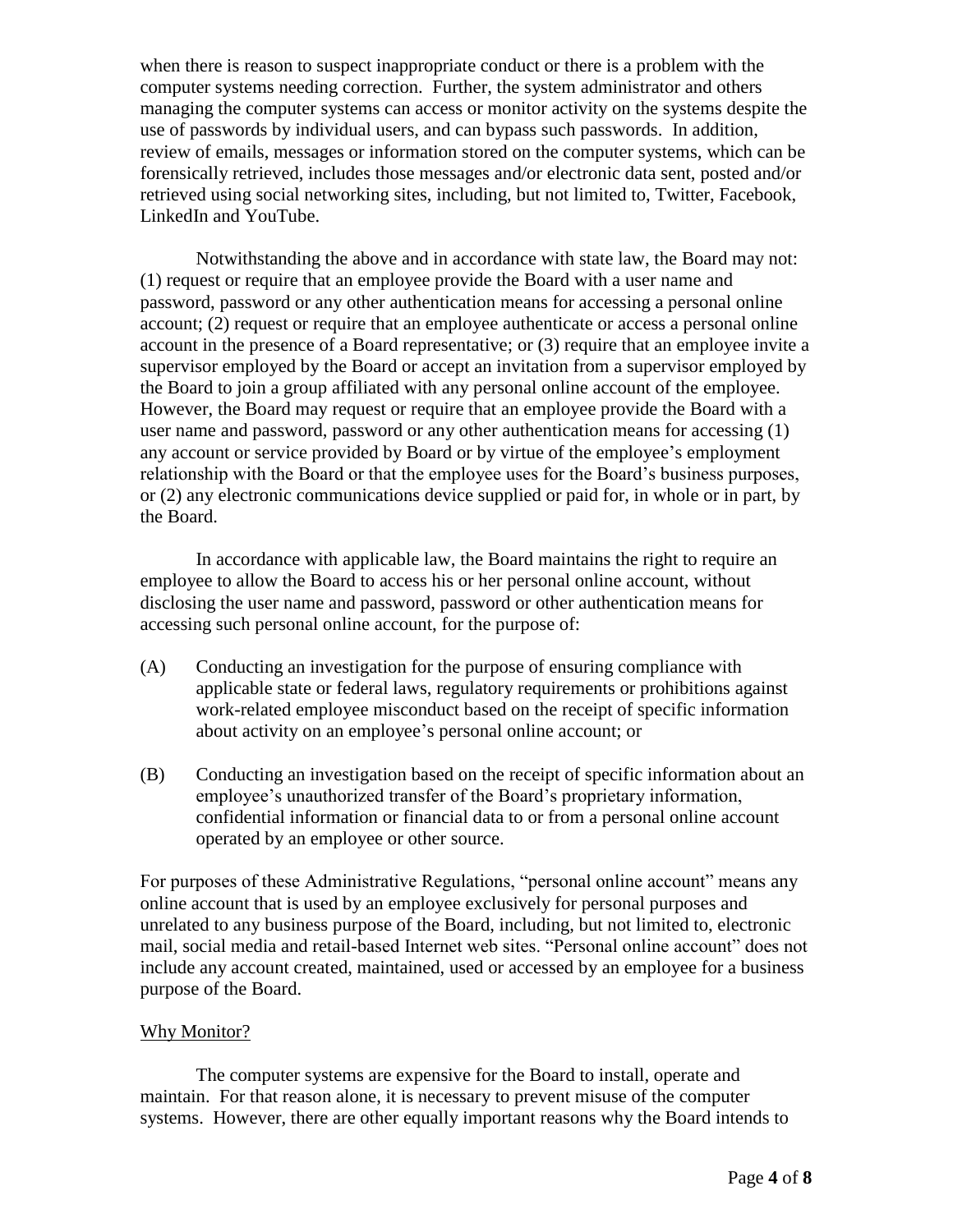when there is reason to suspect inappropriate conduct or there is a problem with the computer systems needing correction. Further, the system administrator and others managing the computer systems can access or monitor activity on the systems despite the use of passwords by individual users, and can bypass such passwords. In addition, review of emails, messages or information stored on the computer systems, which can be forensically retrieved, includes those messages and/or electronic data sent, posted and/or retrieved using social networking sites, including, but not limited to, Twitter, Facebook, LinkedIn and YouTube.

Notwithstanding the above and in accordance with state law, the Board may not: (1) request or require that an employee provide the Board with a user name and password, password or any other authentication means for accessing a personal online account; (2) request or require that an employee authenticate or access a personal online account in the presence of a Board representative; or (3) require that an employee invite a supervisor employed by the Board or accept an invitation from a supervisor employed by the Board to join a group affiliated with any personal online account of the employee. However, the Board may request or require that an employee provide the Board with a user name and password, password or any other authentication means for accessing (1) any account or service provided by Board or by virtue of the employee's employment relationship with the Board or that the employee uses for the Board's business purposes, or (2) any electronic communications device supplied or paid for, in whole or in part, by the Board.

In accordance with applicable law, the Board maintains the right to require an employee to allow the Board to access his or her personal online account, without disclosing the user name and password, password or other authentication means for accessing such personal online account, for the purpose of:

(A) Conducting an investigation for the purpose of ensuring compliance with applicable state or federal laws, regulatory requirements or prohibitions against work-related employee misconduct based on the receipt of specific information about activity on an employee's personal online account; or

(B) Conducting an investigation based on the receipt of specific information about an employee's unauthorized transfer of the Board's proprietary information, confidential information or financial data to or from a personal online account operated by an employee or other source.

For purposes of these Administrative Regulations, "personal online account" means any online account that is used by an employee exclusively for personal purposes and unrelated to any business purpose of the Board, including, but not limited to, electronic mail, social media and retail-based Internet web sites. "Personal online account" does not include any account created, maintained, used or accessed by an employee for a business purpose of the Board.

## Why Monitor?

The computer systems are expensive for the Board to install, operate and maintain. For that reason alone, it is necessary to prevent misuse of the computer systems. However, there are other equally important reasons why the Board intends to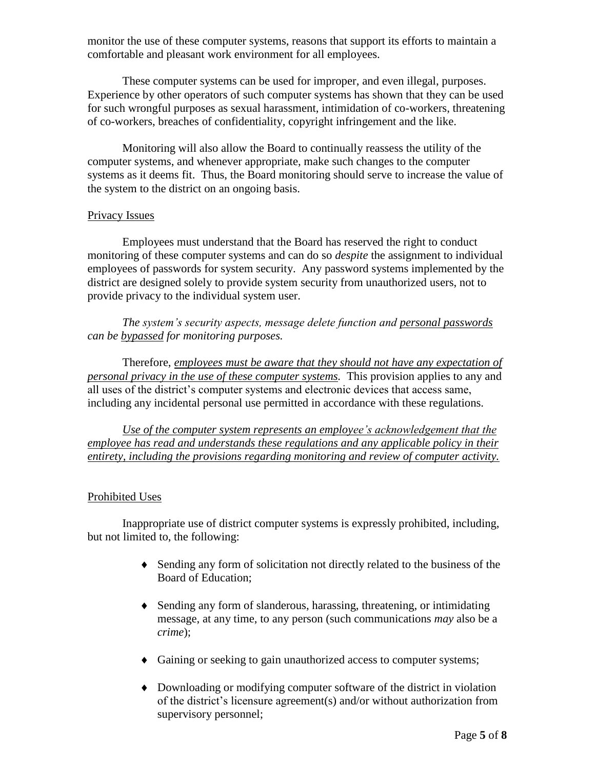monitor the use of these computer systems, reasons that support its efforts to maintain a comfortable and pleasant work environment for all employees.

These computer systems can be used for improper, and even illegal, purposes. Experience by other operators of such computer systems has shown that they can be used for such wrongful purposes as sexual harassment, intimidation of co-workers, threatening of co-workers, breaches of confidentiality, copyright infringement and the like.

Monitoring will also allow the Board to continually reassess the utility of the computer systems, and whenever appropriate, make such changes to the computer systems as it deems fit. Thus, the Board monitoring should serve to increase the value of the system to the district on an ongoing basis.

## Privacy Issues

Employees must understand that the Board has reserved the right to conduct monitoring of these computer systems and can do so *despite* the assignment to individual employees of passwords for system security. Any password systems implemented by the district are designed solely to provide system security from unauthorized users, not to provide privacy to the individual system user.

*The system's security aspects, message delete function and personal passwords can be bypassed for monitoring purposes.*

Therefore, *employees must be aware that they should not have any expectation of personal privacy in the use of these computer systems.* This provision applies to any and all uses of the district's computer systems and electronic devices that access same, including any incidental personal use permitted in accordance with these regulations.

*Use of the computer system represents an employee's acknowledgement that the employee has read and understands these regulations and any applicable policy in their entirety, including the provisions regarding monitoring and review of computer activity.*

## Prohibited Uses

Inappropriate use of district computer systems is expressly prohibited, including, but not limited to, the following:

- Sending any form of solicitation not directly related to the business of the Board of Education;
- Sending any form of slanderous, harassing, threatening, or intimidating message, at any time, to any person (such communications *may* also be a *crime*);
- Gaining or seeking to gain unauthorized access to computer systems;
- Downloading or modifying computer software of the district in violation of the district's licensure agreement(s) and/or without authorization from supervisory personnel;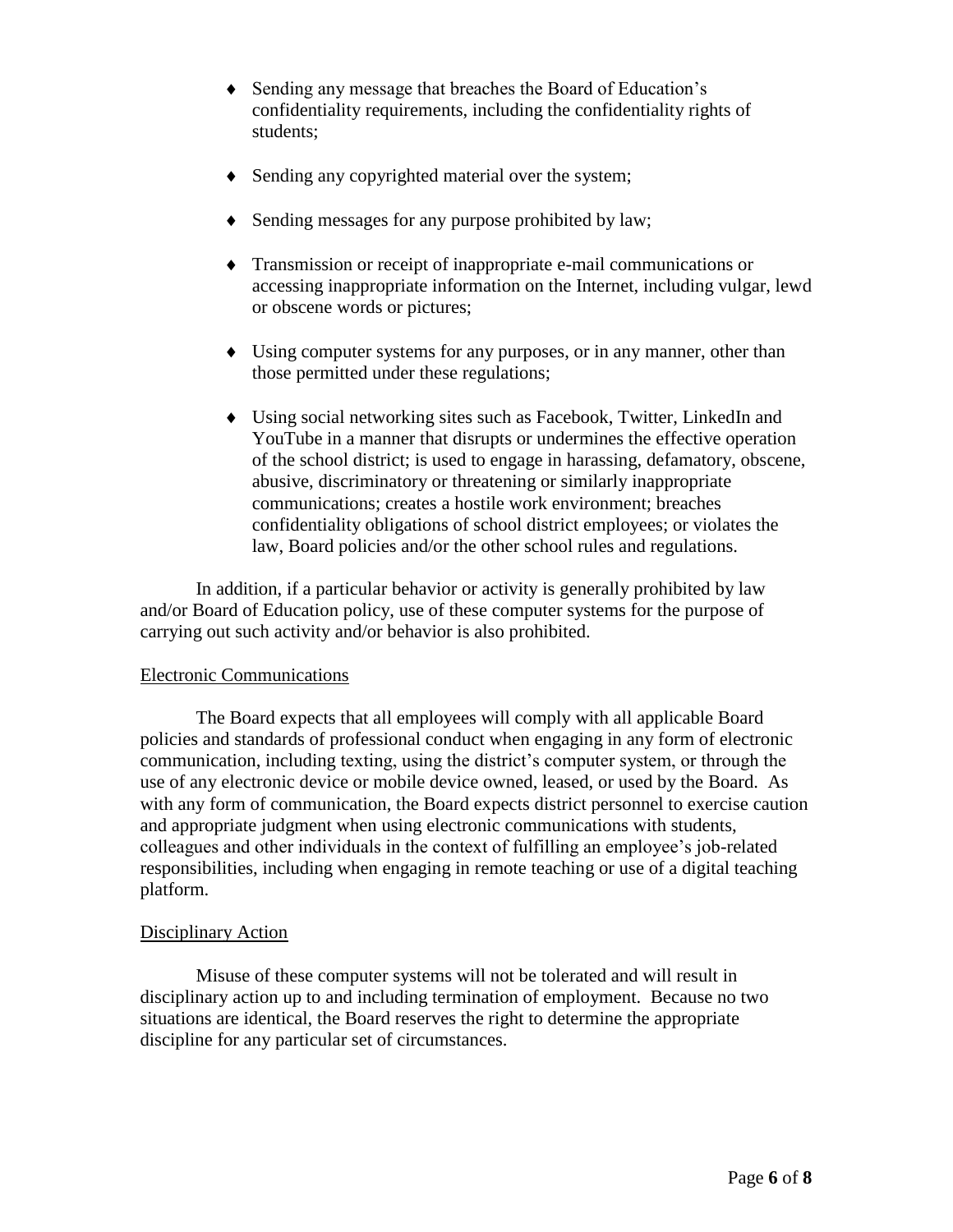- Sending any message that breaches the Board of Education's confidentiality requirements, including the confidentiality rights of students;

- Sending any copyrighted material over the system;

- Sending messages for any purpose prohibited by law;

- Transmission or receipt of inappropriate e-mail communications or accessing inappropriate information on the Internet, including vulgar, lewd or obscene words or pictures;

- Using computer systems for any purposes, or in any manner, other than those permitted under these regulations;

- Using social networking sites such as Facebook, Twitter, LinkedIn and YouTube in a manner that disrupts or undermines the effective operation of the school district; is used to engage in harassing, defamatory, obscene, abusive, discriminatory or threatening or similarly inappropriate communications; creates a hostile work environment; breaches confidentiality obligations of school district employees; or violates the law, Board policies and/or the other school rules and regulations.

In addition, if a particular behavior or activity is generally prohibited by law and/or Board of Education policy, use of these computer systems for the purpose of carrying out such activity and/or behavior is also prohibited.

<u>Electronic Communications</u>

The Board expects that all employees will comply with all applicable Board policies and standards of professional conduct when engaging in any form of electronic communication, including texting, using the district's computer system, or through the use of any electronic device or mobile device owned, leased, or used by the Board. As with any form of communication, the Board expects district personnel to exercise caution and appropriate judgment when using electronic communications with students, colleagues and other individuals in the context of fulfilling an employee's job-related responsibilities, including when engaging in remote teaching or use of a digital teaching platform.

<u>Disciplinary Action</u>

Misuse of these computer systems will not be tolerated and will result in disciplinary action up to and including termination of employment. Because no two situations are identical, the Board reserves the right to determine the appropriate discipline for any particular set of circumstances.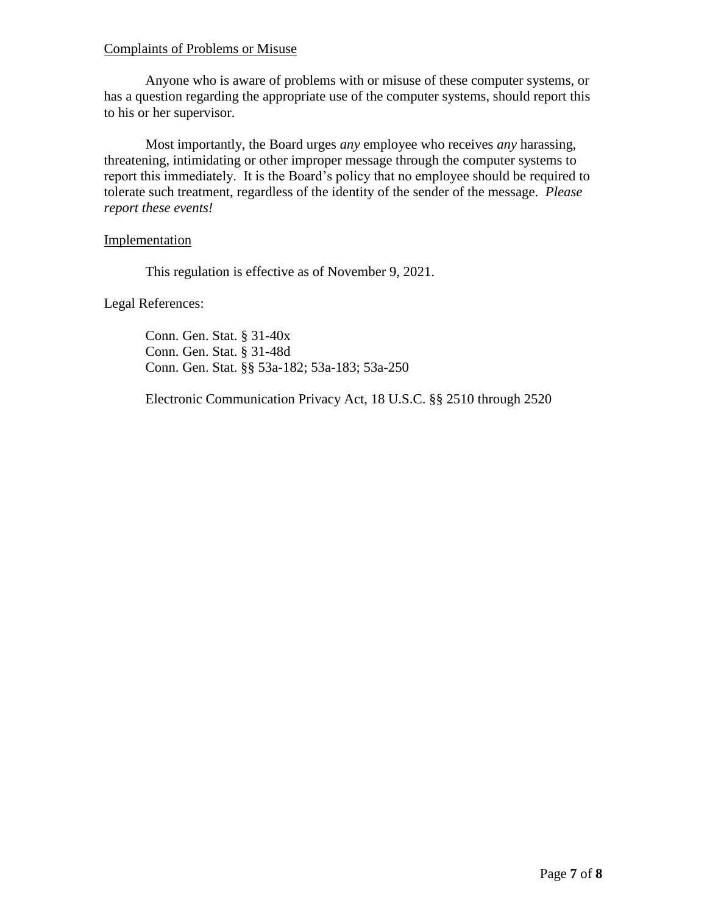Complaints of Problems or Misuse

Anyone who is aware of problems with or misuse of these computer systems, or has a question regarding the appropriate use of the computer systems, should report this to his or her supervisor.

Most importantly, the Board urges *any* employee who receives *any* harassing, threatening, intimidating or other improper message through the computer systems to report this immediately. It is the Board's policy that no employee should be required to tolerate such treatment, regardless of the identity of the sender of the message. *Please report these events!*

Implementation

This regulation is effective as of November 9, 2021.

Legal References:

Conn. Gen. Stat. § 31-40x
Conn. Gen. Stat. § 31-48d
Conn. Gen. Stat. §§ 53a-182; 53a-183; 53a-250

Electronic Communication Privacy Act, 18 U.S.C. §§ 2510 through 2520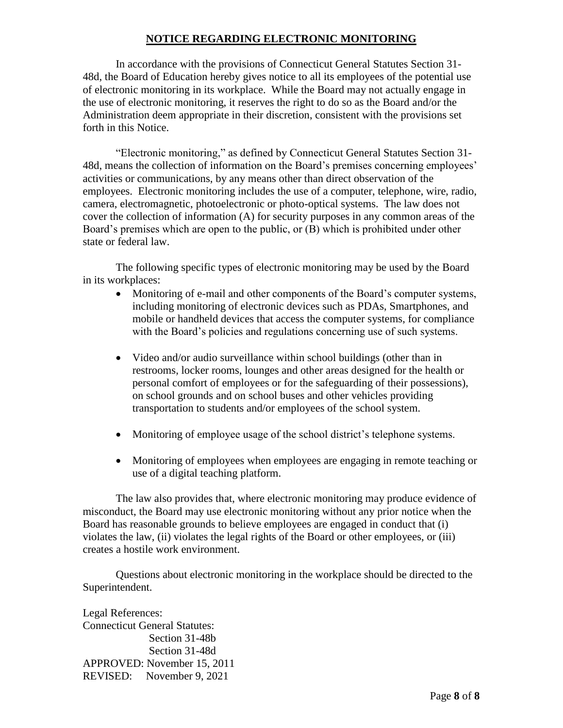## NOTICE REGARDING ELECTRONIC MONITORING

In accordance with the provisions of Connecticut General Statutes Section 31-48d, the Board of Education hereby gives notice to all its employees of the potential use of electronic monitoring in its workplace. While the Board may not actually engage in the use of electronic monitoring, it reserves the right to do so as the Board and/or the Administration deem appropriate in their discretion, consistent with the provisions set forth in this Notice.

"Electronic monitoring," as defined by Connecticut General Statutes Section 31-48d, means the collection of information on the Board's premises concerning employees' activities or communications, by any means other than direct observation of the employees. Electronic monitoring includes the use of a computer, telephone, wire, radio, camera, electromagnetic, photoelectronic or photo-optical systems. The law does not cover the collection of information (A) for security purposes in any common areas of the Board's premises which are open to the public, or (B) which is prohibited under other state or federal law.

The following specific types of electronic monitoring may be used by the Board in its workplaces:

- Monitoring of e-mail and other components of the Board's computer systems, including monitoring of electronic devices such as PDAs, Smartphones, and mobile or handheld devices that access the computer systems, for compliance with the Board's policies and regulations concerning use of such systems.
- Video and/or audio surveillance within school buildings (other than in restrooms, locker rooms, lounges and other areas designed for the health or personal comfort of employees or for the safeguarding of their possessions), on school grounds and on school buses and other vehicles providing transportation to students and/or employees of the school system.
- Monitoring of employee usage of the school district's telephone systems.
- Monitoring of employees when employees are engaging in remote teaching or use of a digital teaching platform.

The law also provides that, where electronic monitoring may produce evidence of misconduct, the Board may use electronic monitoring without any prior notice when the Board has reasonable grounds to believe employees are engaged in conduct that (i) violates the law, (ii) violates the legal rights of the Board or other employees, or (iii) creates a hostile work environment.

Questions about electronic monitoring in the workplace should be directed to the Superintendent.

Legal References:
Connecticut General Statutes:
Section 31-48b
Section 31-48d

APPROVED: November 15, 2011
REVISED: November 9, 2021